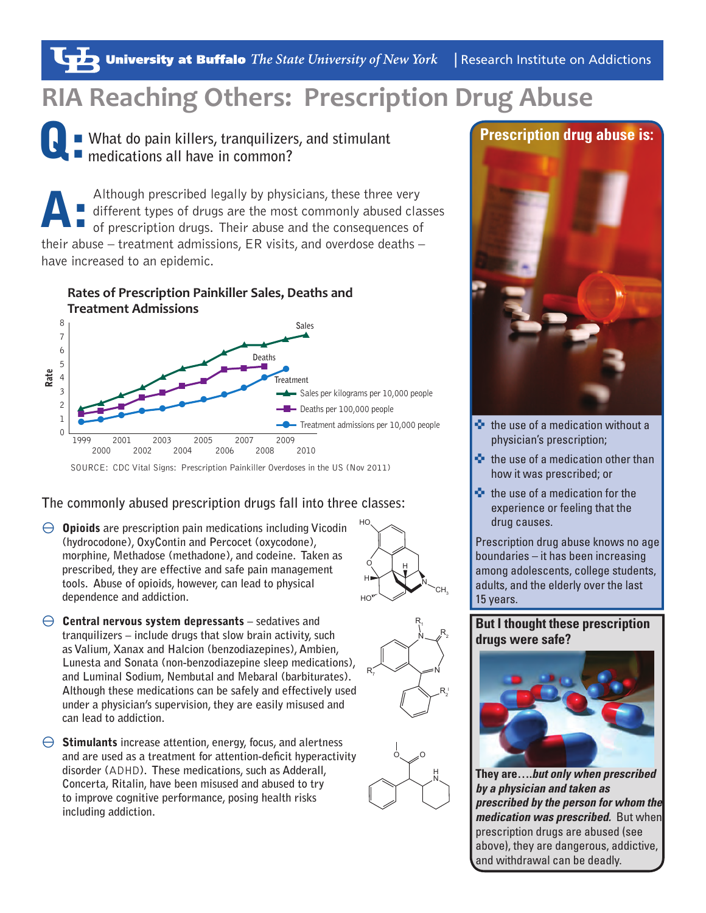University at Buffalo The State University of New York | Research Institute on Addictions

# RIA Reaching Others: Prescription Drug Abuse

**Q:** What do pain killers, tranquilizers, and stimulant medications all have in common?

**A:** Although prescribed legally by physicians, these three very different types of drugs are the most commonly abused classes of prescription drugs. Their abuse and the consequences of their abuse – treatment admissions, ER visits, and overdose deaths – have increased to an epidemic.

### Rates of Prescription Painkiller Sales, Deaths and Treatment Admissions

Rate

8
7
6
5
4
3
2
1
0

1999 2000 2001 2002 2003 2004 2005 2006 2007 2008 2009 2010

Sales

Deaths

Treatment

Sales per kilograms per 10,000 people

Deaths per 100,000 people

Treatment admissions per 10,000 people

SOURCE: CDC Vital Signs: Prescription Painkiller Overdoses in the US (Nov 2011)

The commonly abused prescription drugs fall into three classes:

- **Opioids** are prescription pain medications including Vicodin (hydrocodone), OxyContin and Percocet (oxycodone), morphine, Methadose (methadone), and codeine. Taken as prescribed, they are effective and safe pain management tools. Abuse of opioids, however, can lead to physical dependence and addiction.
- **Central nervous system depressants** – sedatives and tranquilizers – include drugs that slow brain activity, such as Valium, Xanax and Halcion (benzodiazepines), Ambien, Lunesta and Sonata (non-benzodiazepine sleep medications), and Luminal Sodium, Nembutal and Mebaral (barbiturates). Although these medications can be safely and effectively used under a physician's supervision, they are easily misused and can lead to addiction.
- **Stimulants** increase attention, energy, focus, and alertness and are used as a treatment for attention-deficit hyperactivity disorder (ADHD). These medications, such as Adderall, Concerta, Ritalin, have been misused and abused to try to improve cognitive performance, posing health risks including addiction.

## Prescription drug abuse is:

- the use of a medication without a physician's prescription;
- the use of a medication other than how it was prescribed; or
- the use of a medication for the experience or feeling that the drug causes.

Prescription drug abuse knows no age boundaries – it has been increasing among adolescents, college students, adults, and the elderly over the last 15 years.

## But I thought these prescription drugs were safe?

They are….***but only when prescribed by a physician and taken as prescribed by the person for whom the medication was prescribed.*** But when prescription drugs are abused (see above), they are dangerous, addictive, and withdrawal can be deadly.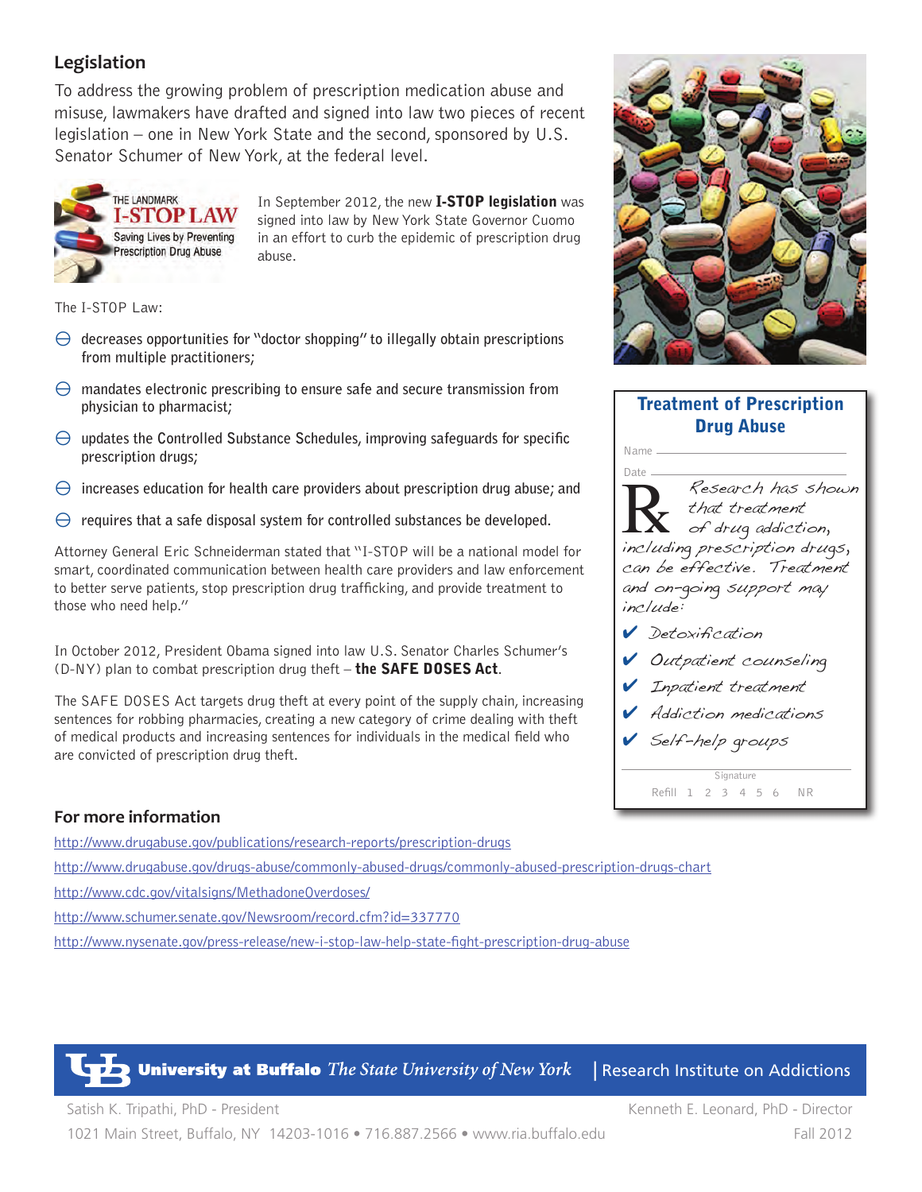## Legislation

To address the growing problem of prescription medication abuse and misuse, lawmakers have drafted and signed into law two pieces of recent legislation – one in New York State and the second, sponsored by U.S. Senator Schumer of New York, at the federal level.

THE LANDMARK **I-STOP LAW** Saving Lives by Preventing Prescription Drug Abuse

In September 2012, the new **I-STOP legislation** was signed into law by New York State Governor Cuomo in an effort to curb the epidemic of prescription drug abuse.

The I-STOP Law:

- decreases opportunities for "doctor shopping" to illegally obtain prescriptions from multiple practitioners;
- mandates electronic prescribing to ensure safe and secure transmission from physician to pharmacist;
- updates the Controlled Substance Schedules, improving safeguards for specific prescription drugs;
- increases education for health care providers about prescription drug abuse; and
- requires that a safe disposal system for controlled substances be developed.

Attorney General Eric Schneiderman stated that "I-STOP will be a national model for smart, coordinated communication between health care providers and law enforcement to better serve patients, stop prescription drug trafficking, and provide treatment to those who need help."

In October 2012, President Obama signed into law U.S. Senator Charles Schumer's (D-NY) plan to combat prescription drug theft – **the SAFE DOSES Act**.

The SAFE DOSES Act targets drug theft at every point of the supply chain, increasing sentences for robbing pharmacies, creating a new category of crime dealing with theft of medical products and increasing sentences for individuals in the medical field who are convicted of prescription drug theft.

### Treatment of Prescription Drug Abuse

Name

Date

Rx *Research has shown that treatment of drug addiction, including prescription drugs, can be effective. Treatment and on-going support may include:*

- ✔ *Detoxification*
- ✔ *Outpatient counseling*
- ✔ *Inpatient treatment*
- ✔ *Addiction medications*
- ✔ *Self-help groups*

Signature

Refill 1 2 3 4 5 6 NR

## For more information

http://www.drugabuse.gov/publications/research-reports/prescription-drugs

http://www.drugabuse.gov/drugs-abuse/commonly-abused-drugs/commonly-abused-prescription-drugs-chart

http://www.cdc.gov/vitalsigns/MethadoneOverdoses/

http://www.schumer.senate.gov/Newsroom/record.cfm?id=337770

http://www.nysenate.gov/press-release/new-i-stop-law-help-state-fight-prescription-drug-abuse

**University at Buffalo** *The State University of New York* | Research Institute on Addictions

Satish K. Tripathi, PhD - President

Kenneth E. Leonard, PhD - Director

1021 Main Street, Buffalo, NY 14203-1016 • 716.887.2566 • www.ria.buffalo.edu

Fall 2012